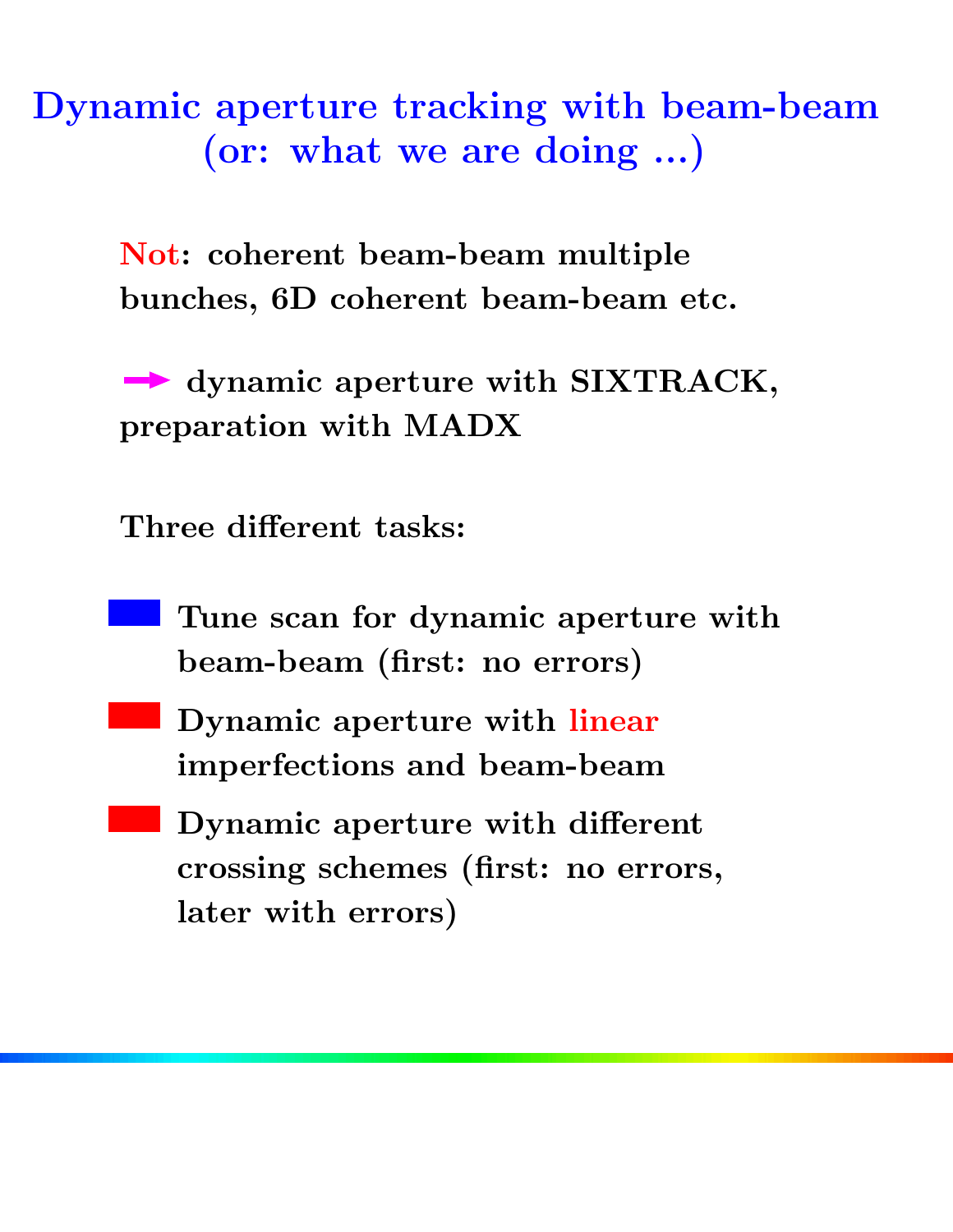# Dynamic aperture tracking with beam-beam (or: what we are doing ...)

**Not: coherent beam-beam multiple bunches, 6D coherent beam-beam etc.**

**→ dynamic aperture with SIXTRACK, preparation with MADX**

**Three different tasks:**

- **Tune scan for dynamic aperture with beam-beam (first: no errors)**
- **Dynamic aperture with linear imperfections and beam-beam**
- **Dynamic aperture with different crossing schemes (first: no errors, later with errors)**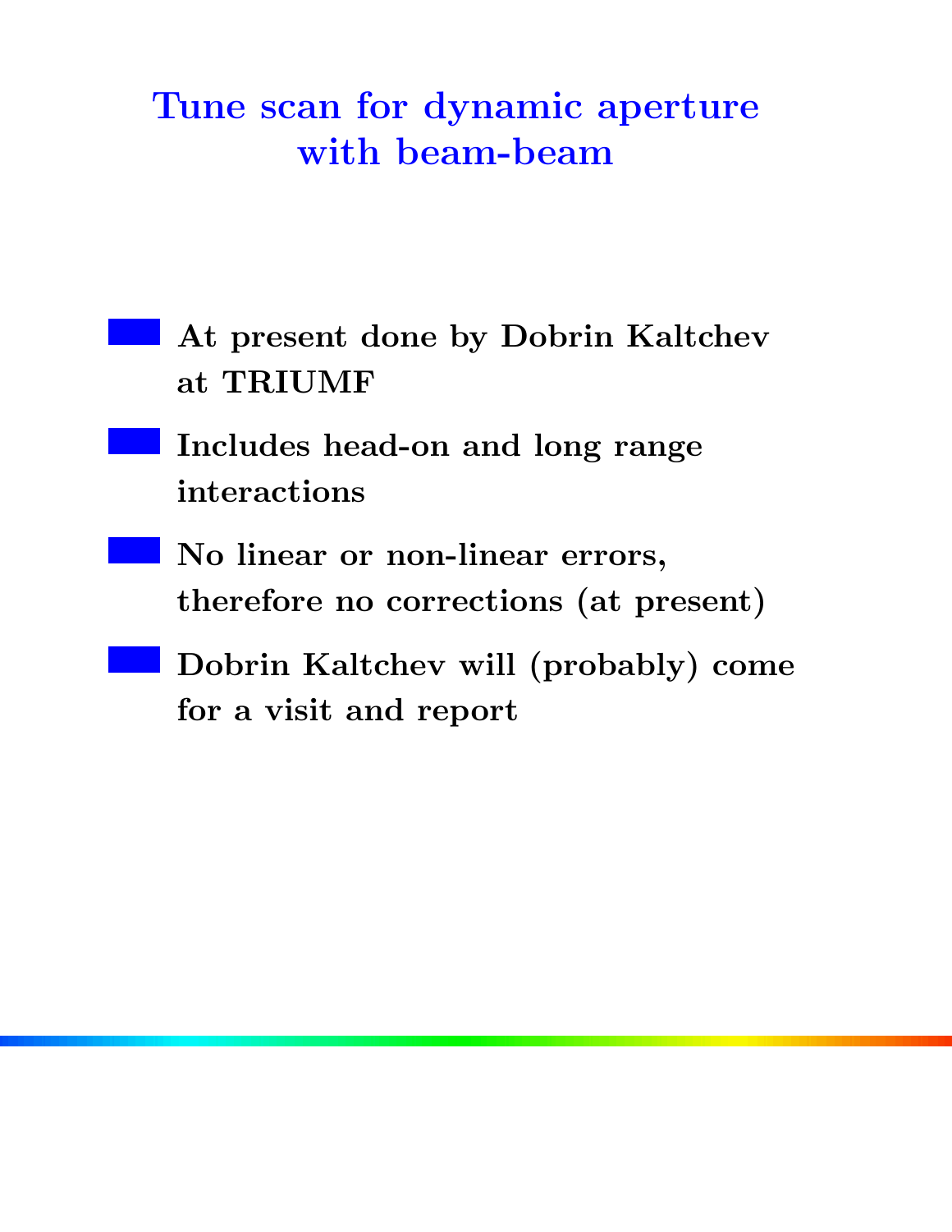# Tune scan for dynamic aperture with beam-beam

- **At present done by Dobrin Kaltchev at TRIUMF**
- **Includes head-on and long range interactions**
- **No linear or non-linear errors, therefore no corrections (at present)**
- **Dobrin Kaltchev will (probably) come for a visit and report**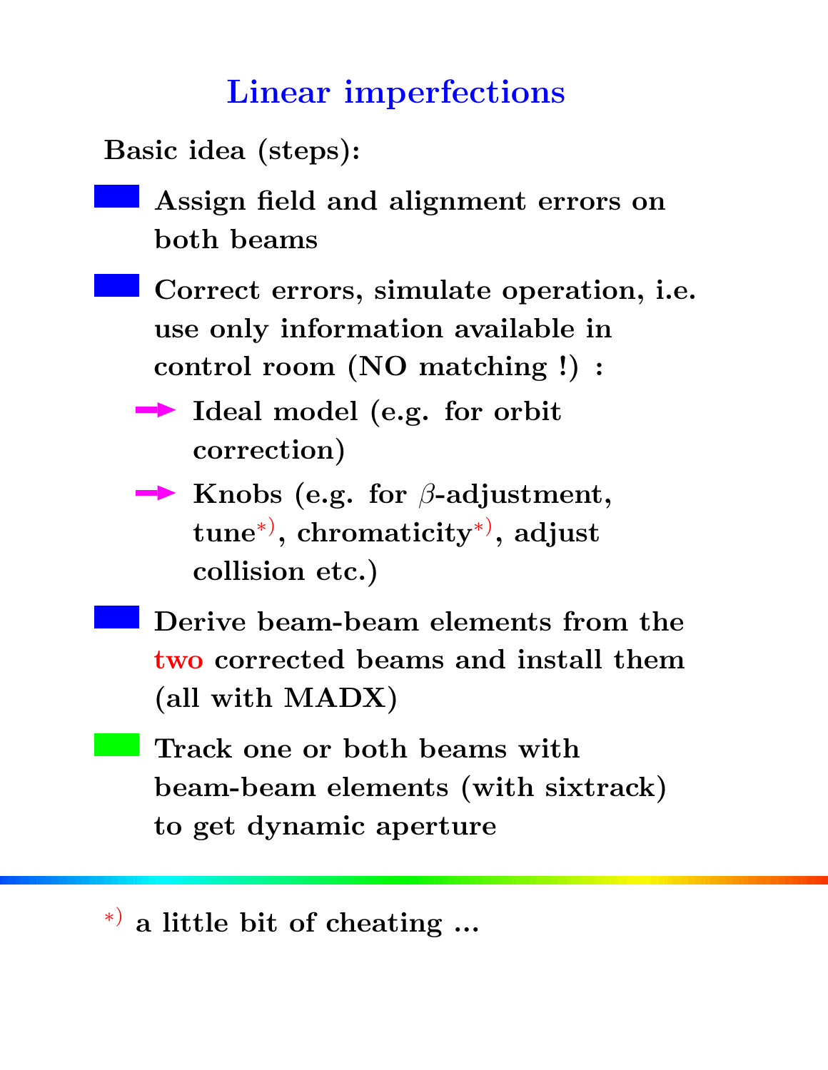# Linear imperfections

**Basic idea (steps):**

- **Assign field and alignment errors on both beams**
- **Correct errors, simulate operation, i.e. use only information available in control room (NO matching !) :**
  - **Ideal model (e.g. for orbit correction)**
  - **Knobs (e.g. for $\beta$-adjustment, tune[*)], chromaticity[*)], adjust collision etc.)**
- **Derive beam-beam elements from the two corrected beams and install them (all with MADX)**
- **Track one or both beams with beam-beam elements (with sixtrack) to get dynamic aperture**

---

[*)] **a little bit of cheating ...**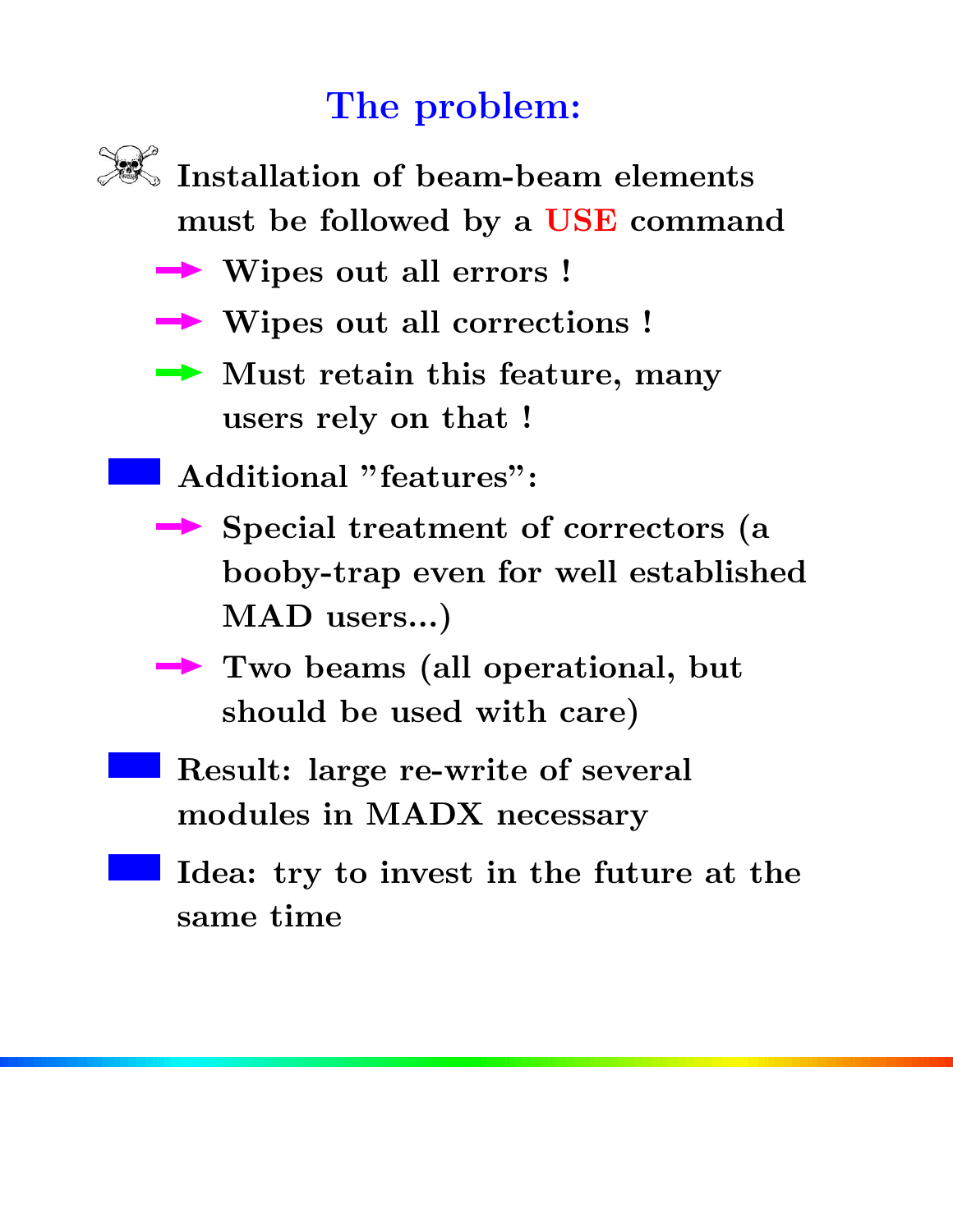## The problem:

- **Installation of beam-beam elements must be followed by a USE command**
  - **Wipes out all errors !**
  - **Wipes out all corrections !**
  - **Must retain this feature, many users rely on that !**
- **Additional "features":**
  - **Special treatment of correctors (a booby-trap even for well established MAD users...)**
  - **Two beams (all operational, but should be used with care)**
- **Result: large re-write of several modules in MADX necessary**
- **Idea: try to invest in the future at the same time**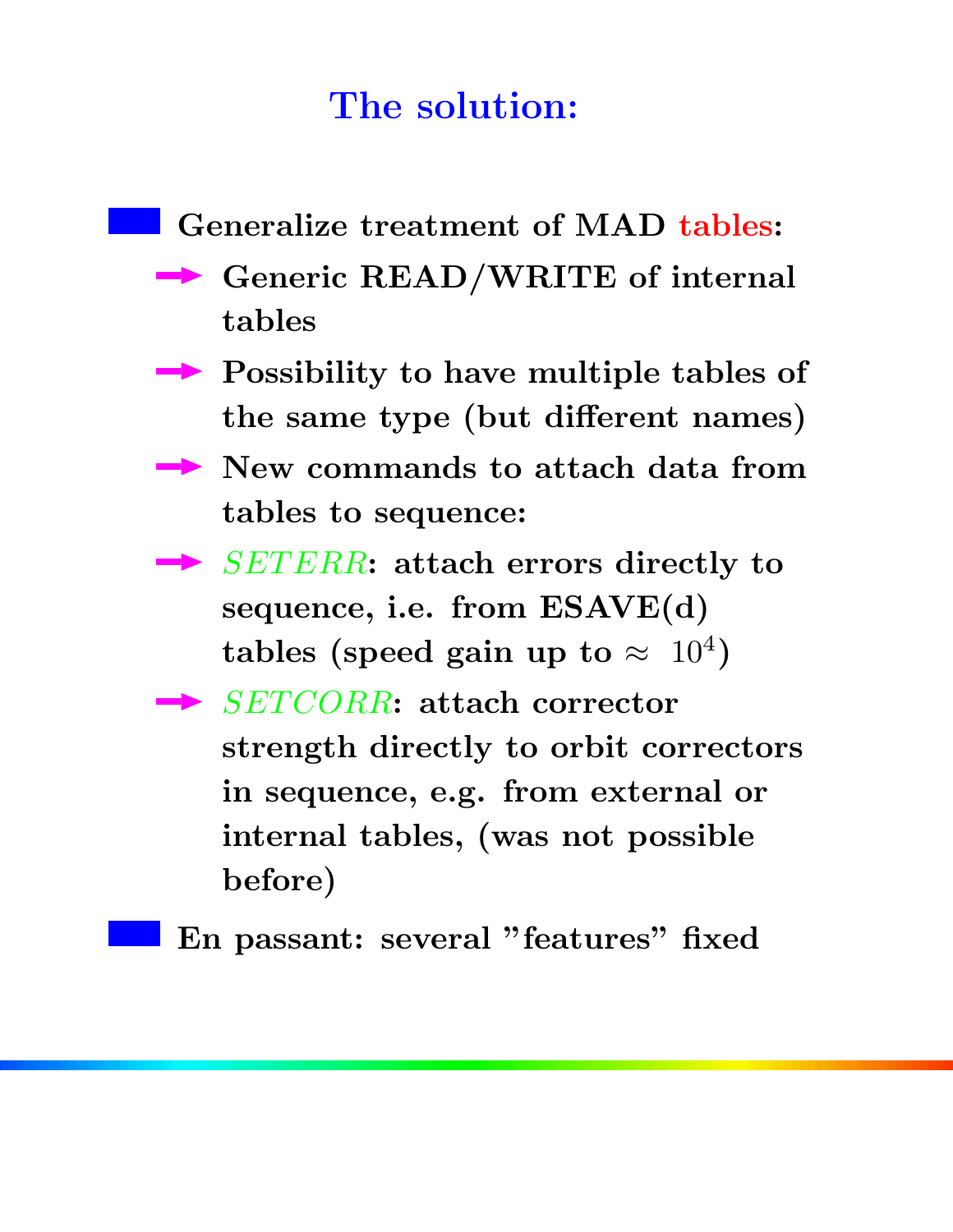# The solution:

- **Generalize treatment of MAD tables:**
  - **Generic READ/WRITE of internal tables**
  - **Possibility to have multiple tables of the same type (but different names)**
  - **New commands to attach data from tables to sequence:**
  - *SETERR*: **attach errors directly to sequence, i.e. from ESAVE(d) tables (speed gain up to $\approx 10^4$)**
  - *SETCORR*: **attach corrector strength directly to orbit correctors in sequence, e.g. from external or internal tables, (was not possible before)**
- **En passant: several "features" fixed**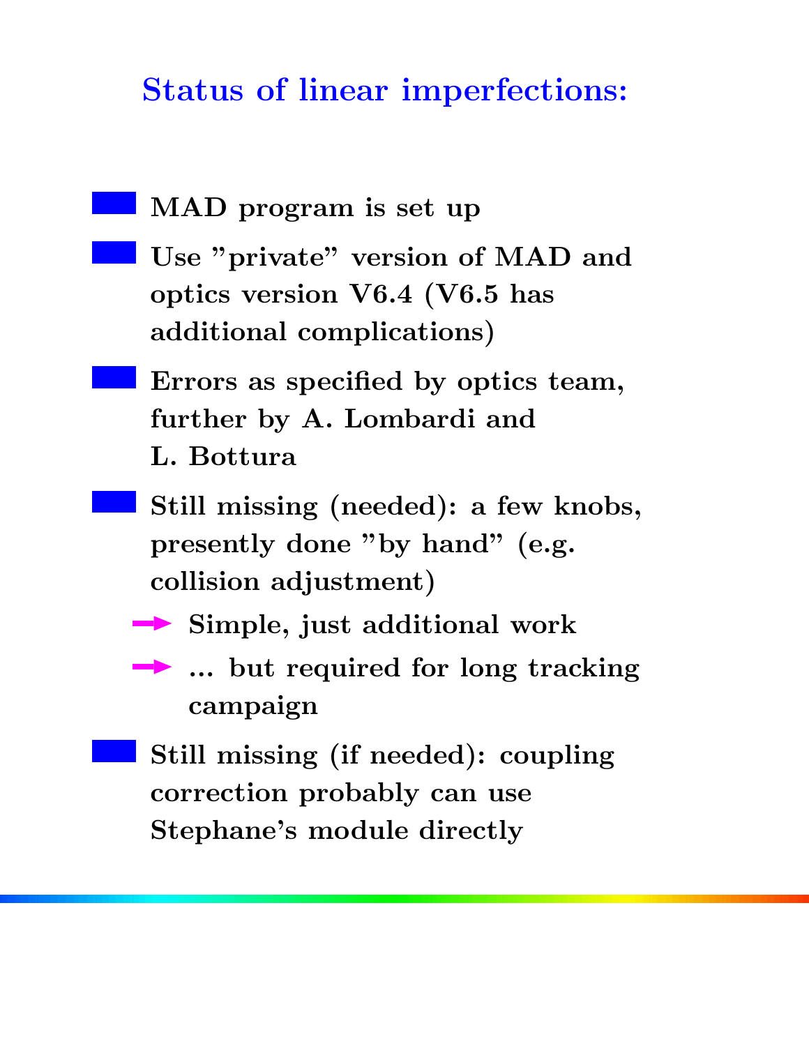## Status of linear imperfections:

- **MAD program is set up**
- **Use "private" version of MAD and optics version V6.4 (V6.5 has additional complications)**
- **Errors as specified by optics team, further by A. Lombardi and L. Bottura**
- **Still missing (needed): a few knobs, presently done "by hand" (e.g. collision adjustment)**
  - **Simple, just additional work**
  - **... but required for long tracking campaign**
- **Still missing (if needed): coupling correction probably can use Stephane's module directly**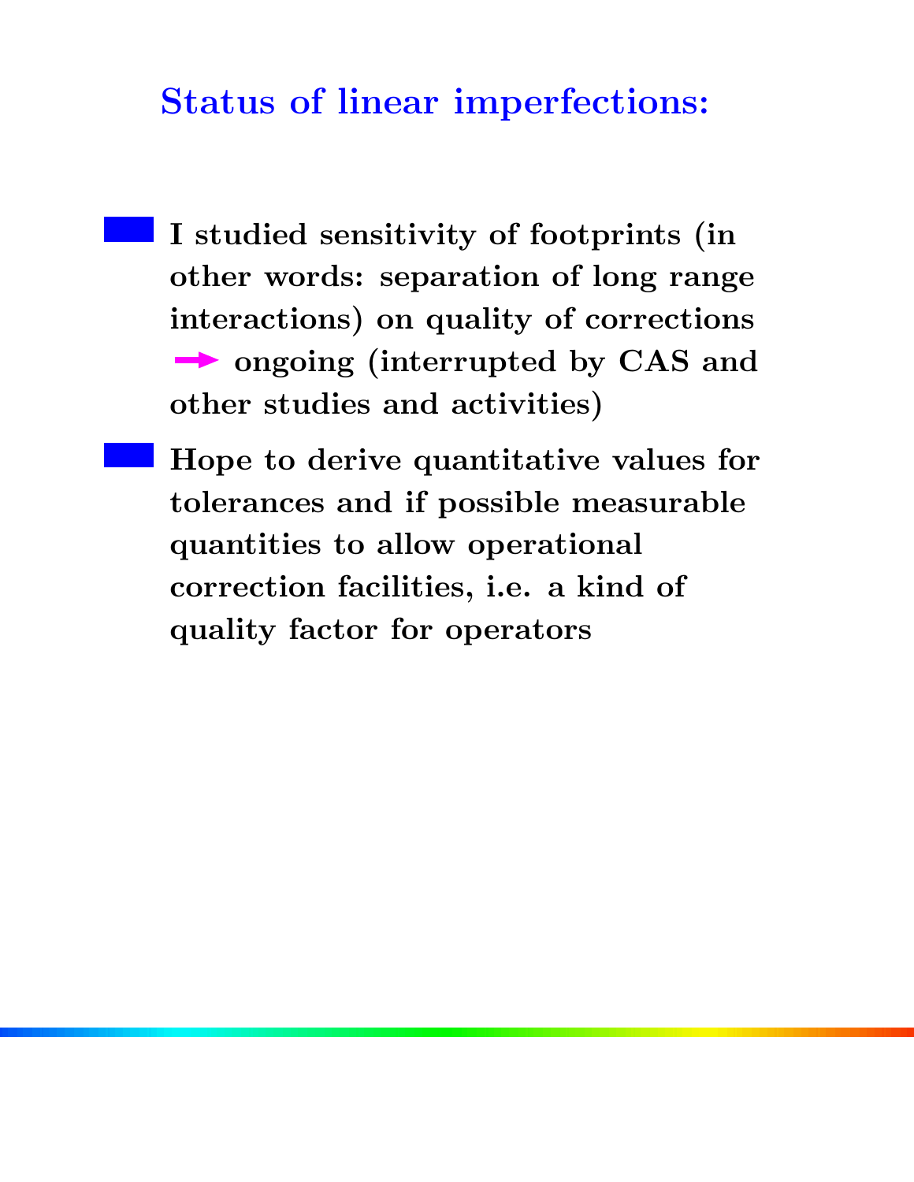## Status of linear imperfections:

- **I studied sensitivity of footprints (in other words: separation of long range interactions) on quality of corrections → ongoing (interrupted by CAS and other studies and activities)**
- **Hope to derive quantitative values for tolerances and if possible measurable quantities to allow operational correction facilities, i.e. a kind of quality factor for operators**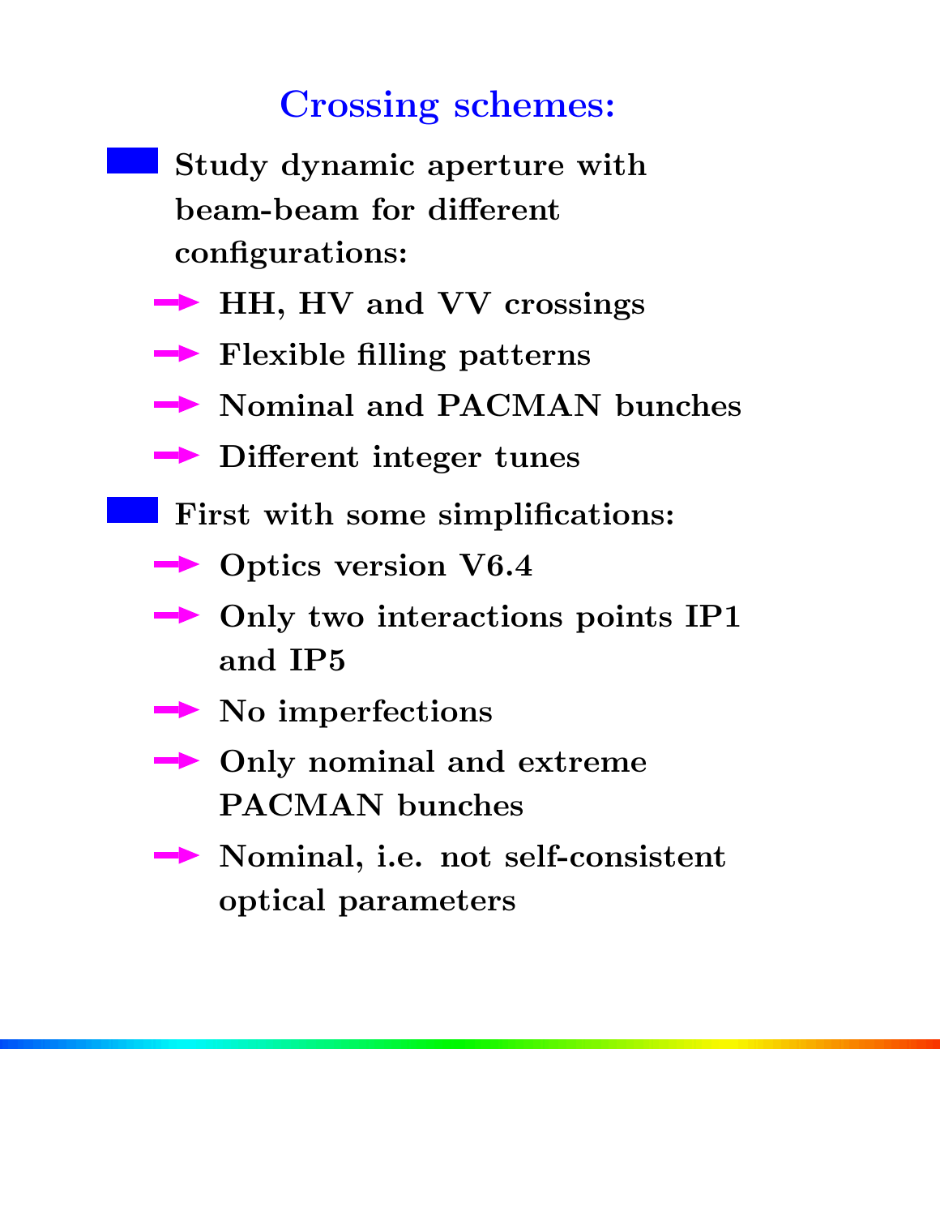# Crossing schemes:

- **Study dynamic aperture with beam-beam for different configurations:**
  - **HH, HV and VV crossings**
  - **Flexible filling patterns**
  - **Nominal and PACMAN bunches**
  - **Different integer tunes**
- **First with some simplifications:**
  - **Optics version V6.4**
  - **Only two interactions points IP1 and IP5**
  - **No imperfections**
  - **Only nominal and extreme PACMAN bunches**
  - **Nominal, i.e. not self-consistent optical parameters**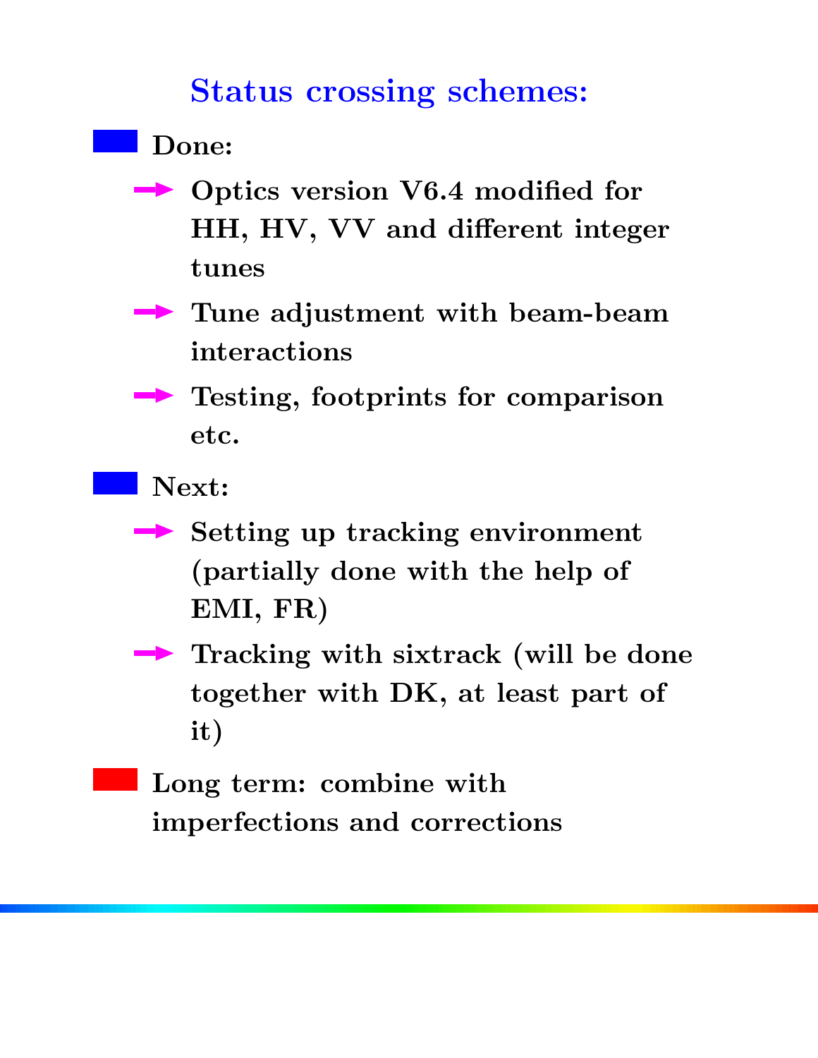## Status crossing schemes:

- **Done:**
  - **Optics version V6.4 modified for HH, HV, VV and different integer tunes**
  - **Tune adjustment with beam-beam interactions**
  - **Testing, footprints for comparison etc.**
- **Next:**
  - **Setting up tracking environment (partially done with the help of EMI, FR)**
  - **Tracking with sixtrack (will be done together with DK, at least part of it)**
- **Long term: combine with imperfections and corrections**